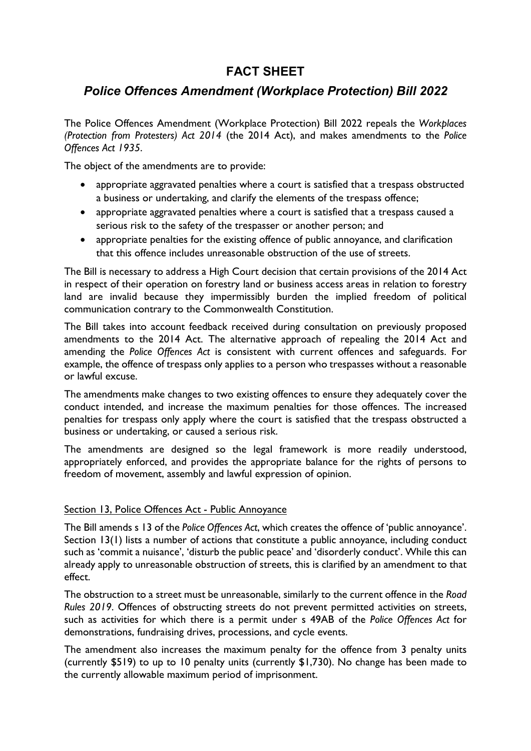# FACT SHEET

## *Police Offences Amendment (Workplace Protection) Bill 2022*

The Police Offences Amendment (Workplace Protection) Bill 2022 repeals the *Workplaces (Protection from Protesters) Act 2014* (the 2014 Act), and makes amendments to the *Police Offences Act 1935*.

The object of the amendments are to provide:

- appropriate aggravated penalties where a court is satisfied that a trespass obstructed a business or undertaking, and clarify the elements of the trespass offence;
- appropriate aggravated penalties where a court is satisfied that a trespass caused a serious risk to the safety of the trespasser or another person; and
- appropriate penalties for the existing offence of public annoyance, and clarification that this offence includes unreasonable obstruction of the use of streets.

The Bill is necessary to address a High Court decision that certain provisions of the 2014 Act in respect of their operation on forestry land or business access areas in relation to forestry land are invalid because they impermissibly burden the implied freedom of political communication contrary to the Commonwealth Constitution.

The Bill takes into account feedback received during consultation on previously proposed amendments to the 2014 Act. The alternative approach of repealing the 2014 Act and amending the *Police Offences Act* is consistent with current offences and safeguards. For example, the offence of trespass only applies to a person who trespasses without a reasonable or lawful excuse.

The amendments make changes to two existing offences to ensure they adequately cover the conduct intended, and increase the maximum penalties for those offences. The increased penalties for trespass only apply where the court is satisfied that the trespass obstructed a business or undertaking, or caused a serious risk.

The amendments are designed so the legal framework is more readily understood, appropriately enforced, and provides the appropriate balance for the rights of persons to freedom of movement, assembly and lawful expression of opinion.

### Section 13, Police Offences Act - Public Annoyance

The Bill amends s 13 of the *Police Offences Act*, which creates the offence of 'public annoyance'. Section 13(1) lists a number of actions that constitute a public annoyance, including conduct such as 'commit a nuisance', 'disturb the public peace' and 'disorderly conduct'. While this can already apply to unreasonable obstruction of streets, this is clarified by an amendment to that effect.

The obstruction to a street must be unreasonable, similarly to the current offence in the *Road Rules 2019*. Offences of obstructing streets do not prevent permitted activities on streets, such as activities for which there is a permit under s 49AB of the *Police Offences Act* for demonstrations, fundraising drives, processions, and cycle events.

The amendment also increases the maximum penalty for the offence from 3 penalty units (currently $519) to up to 10 penalty units (currently $1,730). No change has been made to the currently allowable maximum period of imprisonment.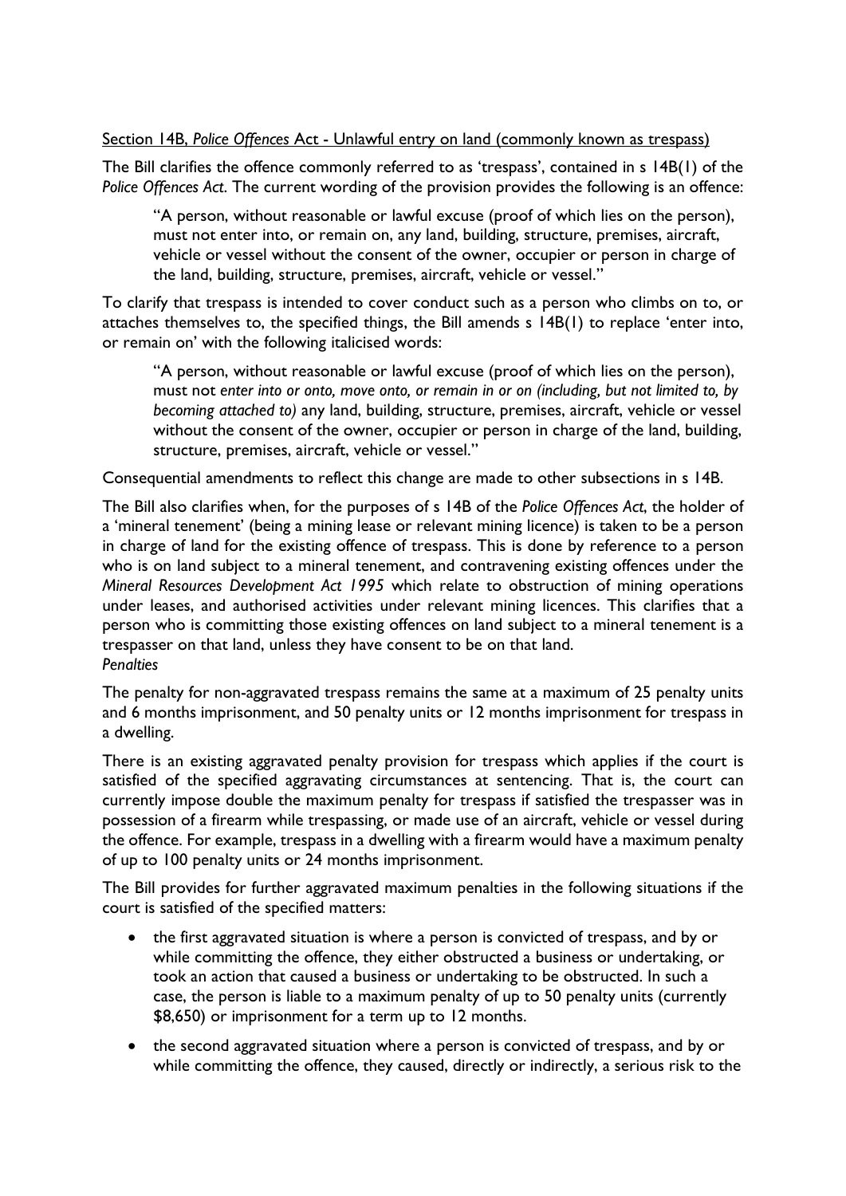Section 14B, *Police Offences* Act - Unlawful entry on land (commonly known as trespass)

The Bill clarifies the offence commonly referred to as 'trespass', contained in s 14B(1) of the *Police Offences Act*. The current wording of the provision provides the following is an offence:

> "A person, without reasonable or lawful excuse (proof of which lies on the person), must not enter into, or remain on, any land, building, structure, premises, aircraft, vehicle or vessel without the consent of the owner, occupier or person in charge of the land, building, structure, premises, aircraft, vehicle or vessel."

To clarify that trespass is intended to cover conduct such as a person who climbs on to, or attaches themselves to, the specified things, the Bill amends s 14B(1) to replace 'enter into, or remain on' with the following italicised words:

> "A person, without reasonable or lawful excuse (proof of which lies on the person), must not *enter into or onto, move onto, or remain in or on (including, but not limited to, by becoming attached to)* any land, building, structure, premises, aircraft, vehicle or vessel without the consent of the owner, occupier or person in charge of the land, building, structure, premises, aircraft, vehicle or vessel."

Consequential amendments to reflect this change are made to other subsections in s 14B.

The Bill also clarifies when, for the purposes of s 14B of the *Police Offences Act*, the holder of a 'mineral tenement' (being a mining lease or relevant mining licence) is taken to be a person in charge of land for the existing offence of trespass. This is done by reference to a person who is on land subject to a mineral tenement, and contravening existing offences under the *Mineral Resources Development Act 1995* which relate to obstruction of mining operations under leases, and authorised activities under relevant mining licences. This clarifies that a person who is committing those existing offences on land subject to a mineral tenement is a trespasser on that land, unless they have consent to be on that land.

*Penalties*

The penalty for non-aggravated trespass remains the same at a maximum of 25 penalty units and 6 months imprisonment, and 50 penalty units or 12 months imprisonment for trespass in a dwelling.

There is an existing aggravated penalty provision for trespass which applies if the court is satisfied of the specified aggravating circumstances at sentencing. That is, the court can currently impose double the maximum penalty for trespass if satisfied the trespasser was in possession of a firearm while trespassing, or made use of an aircraft, vehicle or vessel during the offence. For example, trespass in a dwelling with a firearm would have a maximum penalty of up to 100 penalty units or 24 months imprisonment.

The Bill provides for further aggravated maximum penalties in the following situations if the court is satisfied of the specified matters:

- the first aggravated situation is where a person is convicted of trespass, and by or while committing the offence, they either obstructed a business or undertaking, or took an action that caused a business or undertaking to be obstructed. In such a case, the person is liable to a maximum penalty of up to 50 penalty units (currently $8,650) or imprisonment for a term up to 12 months.
- the second aggravated situation where a person is convicted of trespass, and by or while committing the offence, they caused, directly or indirectly, a serious risk to the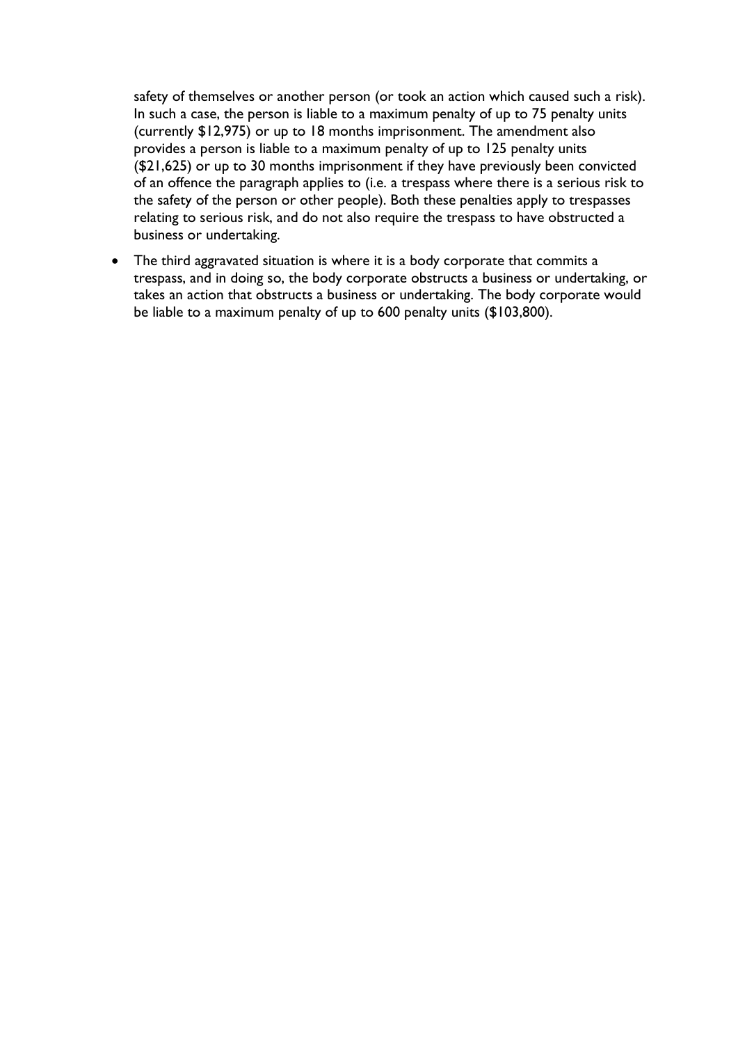safety of themselves or another person (or took an action which caused such a risk). In such a case, the person is liable to a maximum penalty of up to 75 penalty units (currently $12,975) or up to 18 months imprisonment. The amendment also provides a person is liable to a maximum penalty of up to 125 penalty units ($21,625) or up to 30 months imprisonment if they have previously been convicted of an offence the paragraph applies to (i.e. a trespass where there is a serious risk to the safety of the person or other people). Both these penalties apply to trespasses relating to serious risk, and do not also require the trespass to have obstructed a business or undertaking.

- The third aggravated situation is where it is a body corporate that commits a trespass, and in doing so, the body corporate obstructs a business or undertaking, or takes an action that obstructs a business or undertaking. The body corporate would be liable to a maximum penalty of up to 600 penalty units ($103,800).